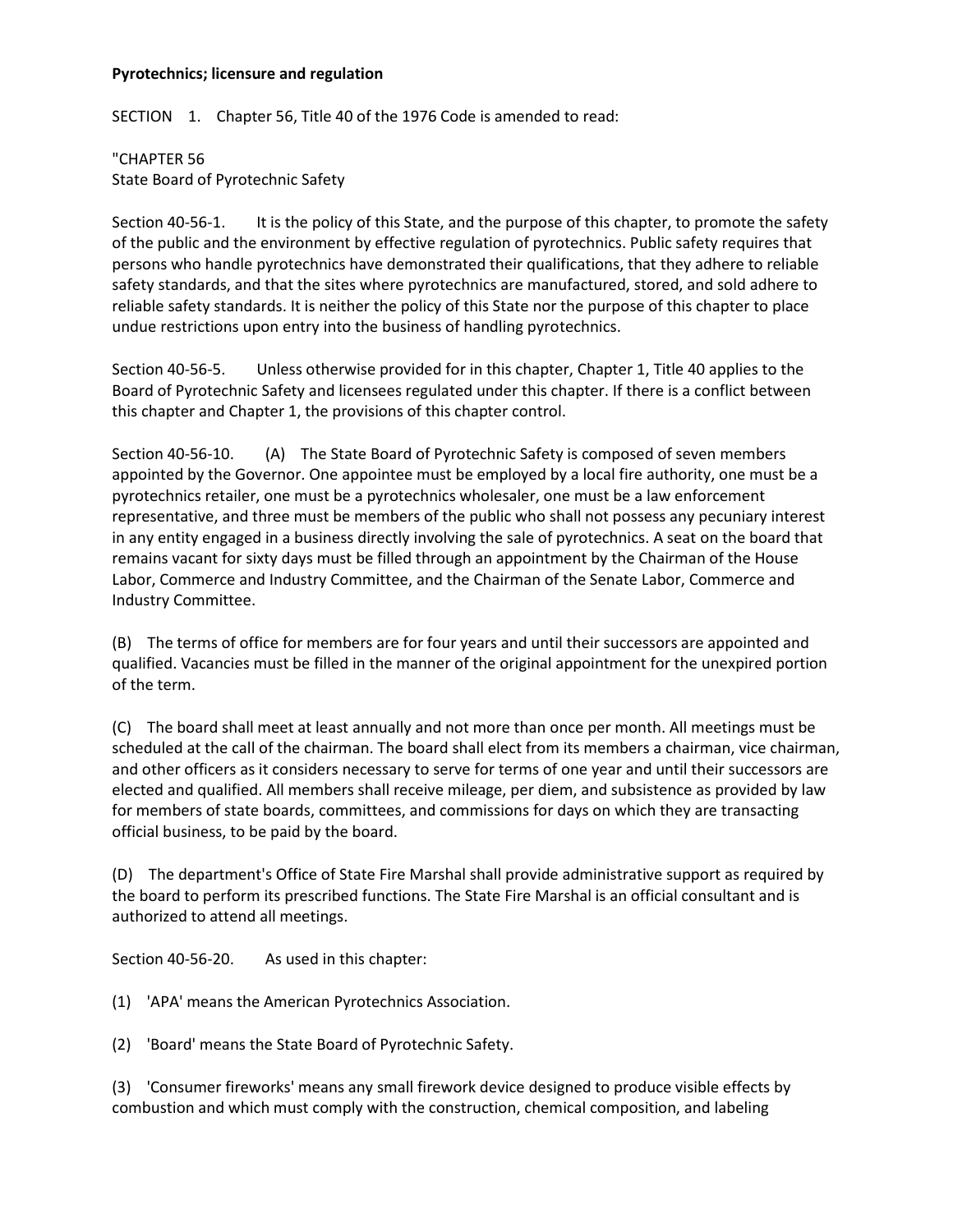**Pyrotechnics; licensure and regulation**

SECTION 1. Chapter 56, Title 40 of the 1976 Code is amended to read:

"CHAPTER 56
State Board of Pyrotechnic Safety

Section 40-56-1. It is the policy of this State, and the purpose of this chapter, to promote the safety of the public and the environment by effective regulation of pyrotechnics. Public safety requires that persons who handle pyrotechnics have demonstrated their qualifications, that they adhere to reliable safety standards, and that the sites where pyrotechnics are manufactured, stored, and sold adhere to reliable safety standards. It is neither the policy of this State nor the purpose of this chapter to place undue restrictions upon entry into the business of handling pyrotechnics.

Section 40-56-5. Unless otherwise provided for in this chapter, Chapter 1, Title 40 applies to the Board of Pyrotechnic Safety and licensees regulated under this chapter. If there is a conflict between this chapter and Chapter 1, the provisions of this chapter control.

Section 40-56-10. (A) The State Board of Pyrotechnic Safety is composed of seven members appointed by the Governor. One appointee must be employed by a local fire authority, one must be a pyrotechnics retailer, one must be a pyrotechnics wholesaler, one must be a law enforcement representative, and three must be members of the public who shall not possess any pecuniary interest in any entity engaged in a business directly involving the sale of pyrotechnics. A seat on the board that remains vacant for sixty days must be filled through an appointment by the Chairman of the House Labor, Commerce and Industry Committee, and the Chairman of the Senate Labor, Commerce and Industry Committee.

(B) The terms of office for members are for four years and until their successors are appointed and qualified. Vacancies must be filled in the manner of the original appointment for the unexpired portion of the term.

(C) The board shall meet at least annually and not more than once per month. All meetings must be scheduled at the call of the chairman. The board shall elect from its members a chairman, vice chairman, and other officers as it considers necessary to serve for terms of one year and until their successors are elected and qualified. All members shall receive mileage, per diem, and subsistence as provided by law for members of state boards, committees, and commissions for days on which they are transacting official business, to be paid by the board.

(D) The department's Office of State Fire Marshal shall provide administrative support as required by the board to perform its prescribed functions. The State Fire Marshal is an official consultant and is authorized to attend all meetings.

Section 40-56-20. As used in this chapter:

(1) 'APA' means the American Pyrotechnics Association.

(2) 'Board' means the State Board of Pyrotechnic Safety.

(3) 'Consumer fireworks' means any small firework device designed to produce visible effects by combustion and which must comply with the construction, chemical composition, and labeling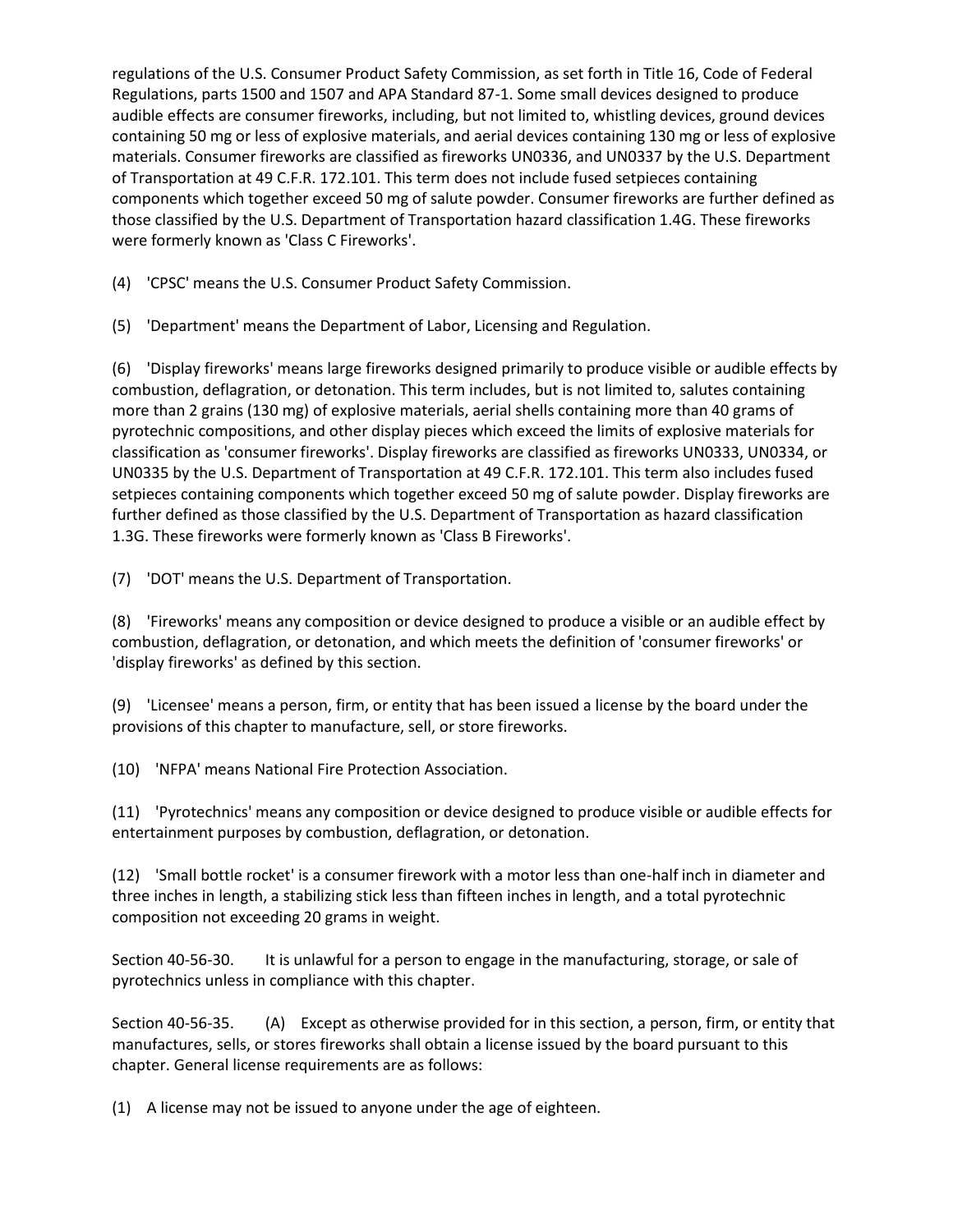regulations of the U.S. Consumer Product Safety Commission, as set forth in Title 16, Code of Federal Regulations, parts 1500 and 1507 and APA Standard 87-1. Some small devices designed to produce audible effects are consumer fireworks, including, but not limited to, whistling devices, ground devices containing 50 mg or less of explosive materials, and aerial devices containing 130 mg or less of explosive materials. Consumer fireworks are classified as fireworks UN0336, and UN0337 by the U.S. Department of Transportation at 49 C.F.R. 172.101. This term does not include fused setpieces containing components which together exceed 50 mg of salute powder. Consumer fireworks are further defined as those classified by the U.S. Department of Transportation hazard classification 1.4G. These fireworks were formerly known as 'Class C Fireworks'.

(4) 'CPSC' means the U.S. Consumer Product Safety Commission.

(5) 'Department' means the Department of Labor, Licensing and Regulation.

(6) 'Display fireworks' means large fireworks designed primarily to produce visible or audible effects by combustion, deflagration, or detonation. This term includes, but is not limited to, salutes containing more than 2 grains (130 mg) of explosive materials, aerial shells containing more than 40 grams of pyrotechnic compositions, and other display pieces which exceed the limits of explosive materials for classification as 'consumer fireworks'. Display fireworks are classified as fireworks UN0333, UN0334, or UN0335 by the U.S. Department of Transportation at 49 C.F.R. 172.101. This term also includes fused setpieces containing components which together exceed 50 mg of salute powder. Display fireworks are further defined as those classified by the U.S. Department of Transportation as hazard classification 1.3G. These fireworks were formerly known as 'Class B Fireworks'.

(7) 'DOT' means the U.S. Department of Transportation.

(8) 'Fireworks' means any composition or device designed to produce a visible or an audible effect by combustion, deflagration, or detonation, and which meets the definition of 'consumer fireworks' or 'display fireworks' as defined by this section.

(9) 'Licensee' means a person, firm, or entity that has been issued a license by the board under the provisions of this chapter to manufacture, sell, or store fireworks.

(10) 'NFPA' means National Fire Protection Association.

(11) 'Pyrotechnics' means any composition or device designed to produce visible or audible effects for entertainment purposes by combustion, deflagration, or detonation.

(12) 'Small bottle rocket' is a consumer firework with a motor less than one-half inch in diameter and three inches in length, a stabilizing stick less than fifteen inches in length, and a total pyrotechnic composition not exceeding 20 grams in weight.

Section 40-56-30. It is unlawful for a person to engage in the manufacturing, storage, or sale of pyrotechnics unless in compliance with this chapter.

Section 40-56-35. (A) Except as otherwise provided for in this section, a person, firm, or entity that manufactures, sells, or stores fireworks shall obtain a license issued by the board pursuant to this chapter. General license requirements are as follows:

(1) A license may not be issued to anyone under the age of eighteen.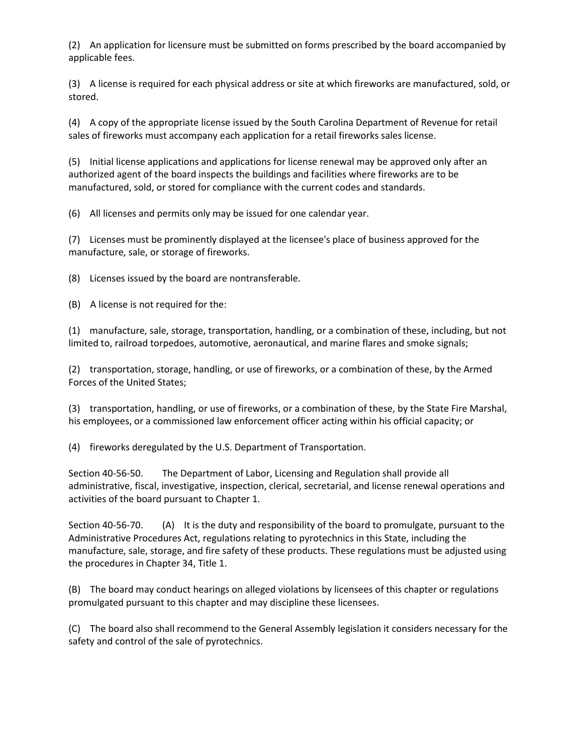(2) An application for licensure must be submitted on forms prescribed by the board accompanied by applicable fees.

(3) A license is required for each physical address or site at which fireworks are manufactured, sold, or stored.

(4) A copy of the appropriate license issued by the South Carolina Department of Revenue for retail sales of fireworks must accompany each application for a retail fireworks sales license.

(5) Initial license applications and applications for license renewal may be approved only after an authorized agent of the board inspects the buildings and facilities where fireworks are to be manufactured, sold, or stored for compliance with the current codes and standards.

(6) All licenses and permits only may be issued for one calendar year.

(7) Licenses must be prominently displayed at the licensee's place of business approved for the manufacture, sale, or storage of fireworks.

(8) Licenses issued by the board are nontransferable.

(B) A license is not required for the:

(1) manufacture, sale, storage, transportation, handling, or a combination of these, including, but not limited to, railroad torpedoes, automotive, aeronautical, and marine flares and smoke signals;

(2) transportation, storage, handling, or use of fireworks, or a combination of these, by the Armed Forces of the United States;

(3) transportation, handling, or use of fireworks, or a combination of these, by the State Fire Marshal, his employees, or a commissioned law enforcement officer acting within his official capacity; or

(4) fireworks deregulated by the U.S. Department of Transportation.

Section 40-56-50. The Department of Labor, Licensing and Regulation shall provide all administrative, fiscal, investigative, inspection, clerical, secretarial, and license renewal operations and activities of the board pursuant to Chapter 1.

Section 40-56-70. (A) It is the duty and responsibility of the board to promulgate, pursuant to the Administrative Procedures Act, regulations relating to pyrotechnics in this State, including the manufacture, sale, storage, and fire safety of these products. These regulations must be adjusted using the procedures in Chapter 34, Title 1.

(B) The board may conduct hearings on alleged violations by licensees of this chapter or regulations promulgated pursuant to this chapter and may discipline these licensees.

(C) The board also shall recommend to the General Assembly legislation it considers necessary for the safety and control of the sale of pyrotechnics.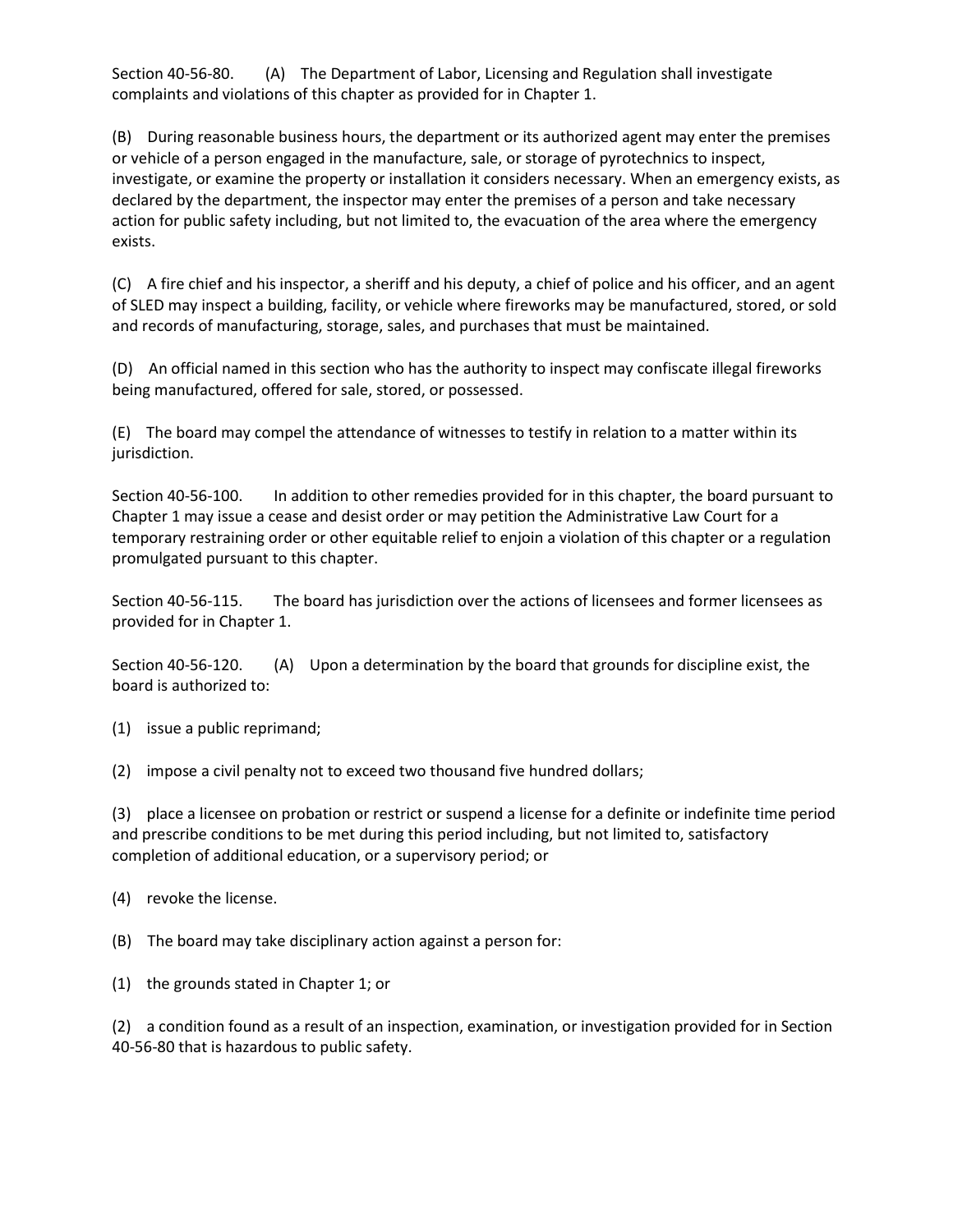Section 40-56-80. (A) The Department of Labor, Licensing and Regulation shall investigate complaints and violations of this chapter as provided for in Chapter 1.

(B) During reasonable business hours, the department or its authorized agent may enter the premises or vehicle of a person engaged in the manufacture, sale, or storage of pyrotechnics to inspect, investigate, or examine the property or installation it considers necessary. When an emergency exists, as declared by the department, the inspector may enter the premises of a person and take necessary action for public safety including, but not limited to, the evacuation of the area where the emergency exists.

(C) A fire chief and his inspector, a sheriff and his deputy, a chief of police and his officer, and an agent of SLED may inspect a building, facility, or vehicle where fireworks may be manufactured, stored, or sold and records of manufacturing, storage, sales, and purchases that must be maintained.

(D) An official named in this section who has the authority to inspect may confiscate illegal fireworks being manufactured, offered for sale, stored, or possessed.

(E) The board may compel the attendance of witnesses to testify in relation to a matter within its jurisdiction.

Section 40-56-100. In addition to other remedies provided for in this chapter, the board pursuant to Chapter 1 may issue a cease and desist order or may petition the Administrative Law Court for a temporary restraining order or other equitable relief to enjoin a violation of this chapter or a regulation promulgated pursuant to this chapter.

Section 40-56-115. The board has jurisdiction over the actions of licensees and former licensees as provided for in Chapter 1.

Section 40-56-120. (A) Upon a determination by the board that grounds for discipline exist, the board is authorized to:

(1) issue a public reprimand;

(2) impose a civil penalty not to exceed two thousand five hundred dollars;

(3) place a licensee on probation or restrict or suspend a license for a definite or indefinite time period and prescribe conditions to be met during this period including, but not limited to, satisfactory completion of additional education, or a supervisory period; or

(4) revoke the license.

(B) The board may take disciplinary action against a person for:

(1) the grounds stated in Chapter 1; or

(2) a condition found as a result of an inspection, examination, or investigation provided for in Section 40-56-80 that is hazardous to public safety.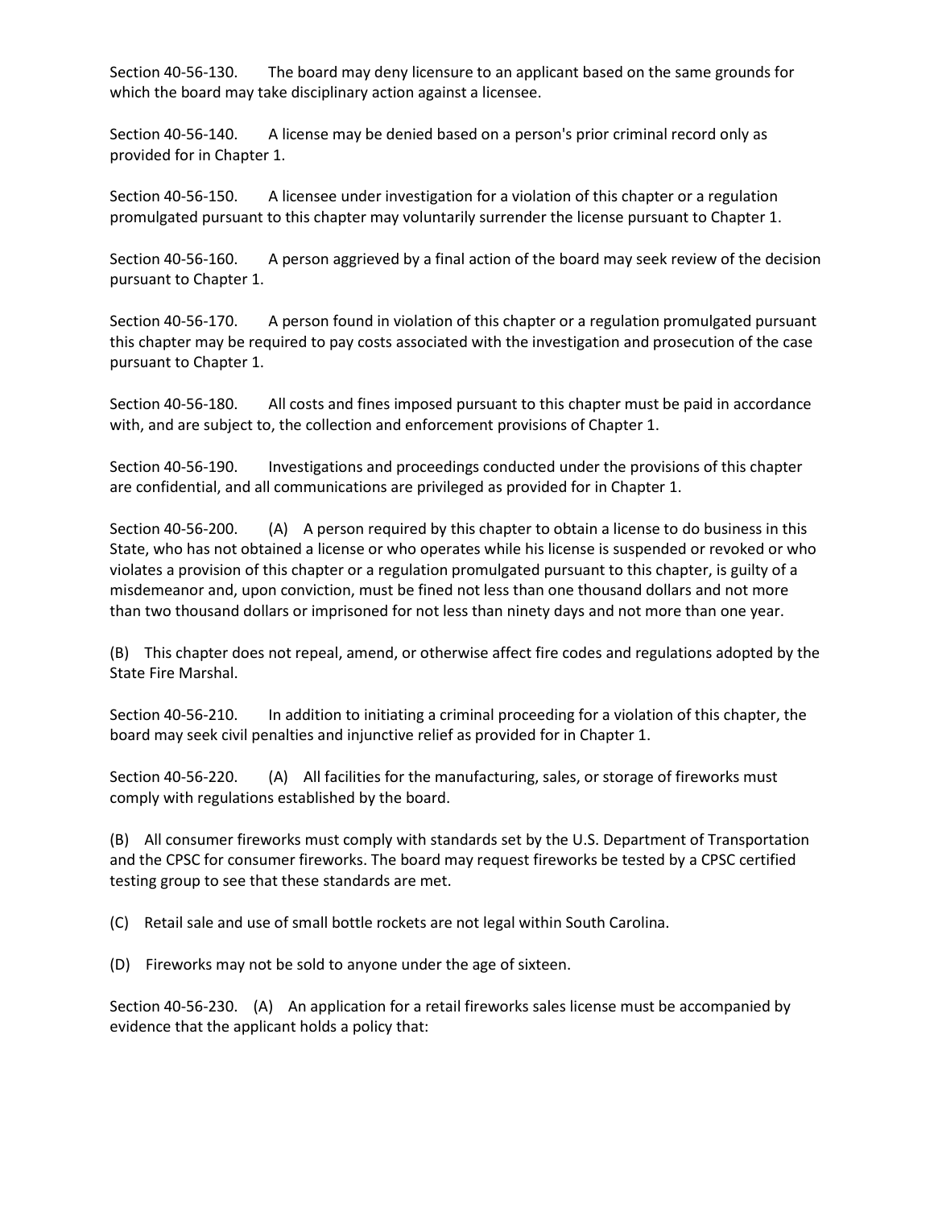Section 40-56-130. The board may deny licensure to an applicant based on the same grounds for which the board may take disciplinary action against a licensee.

Section 40-56-140. A license may be denied based on a person's prior criminal record only as provided for in Chapter 1.

Section 40-56-150. A licensee under investigation for a violation of this chapter or a regulation promulgated pursuant to this chapter may voluntarily surrender the license pursuant to Chapter 1.

Section 40-56-160. A person aggrieved by a final action of the board may seek review of the decision pursuant to Chapter 1.

Section 40-56-170. A person found in violation of this chapter or a regulation promulgated pursuant this chapter may be required to pay costs associated with the investigation and prosecution of the case pursuant to Chapter 1.

Section 40-56-180. All costs and fines imposed pursuant to this chapter must be paid in accordance with, and are subject to, the collection and enforcement provisions of Chapter 1.

Section 40-56-190. Investigations and proceedings conducted under the provisions of this chapter are confidential, and all communications are privileged as provided for in Chapter 1.

Section 40-56-200. (A) A person required by this chapter to obtain a license to do business in this State, who has not obtained a license or who operates while his license is suspended or revoked or who violates a provision of this chapter or a regulation promulgated pursuant to this chapter, is guilty of a misdemeanor and, upon conviction, must be fined not less than one thousand dollars and not more than two thousand dollars or imprisoned for not less than ninety days and not more than one year.

(B) This chapter does not repeal, amend, or otherwise affect fire codes and regulations adopted by the State Fire Marshal.

Section 40-56-210. In addition to initiating a criminal proceeding for a violation of this chapter, the board may seek civil penalties and injunctive relief as provided for in Chapter 1.

Section 40-56-220. (A) All facilities for the manufacturing, sales, or storage of fireworks must comply with regulations established by the board.

(B) All consumer fireworks must comply with standards set by the U.S. Department of Transportation and the CPSC for consumer fireworks. The board may request fireworks be tested by a CPSC certified testing group to see that these standards are met.

(C) Retail sale and use of small bottle rockets are not legal within South Carolina.

(D) Fireworks may not be sold to anyone under the age of sixteen.

Section 40-56-230. (A) An application for a retail fireworks sales license must be accompanied by evidence that the applicant holds a policy that: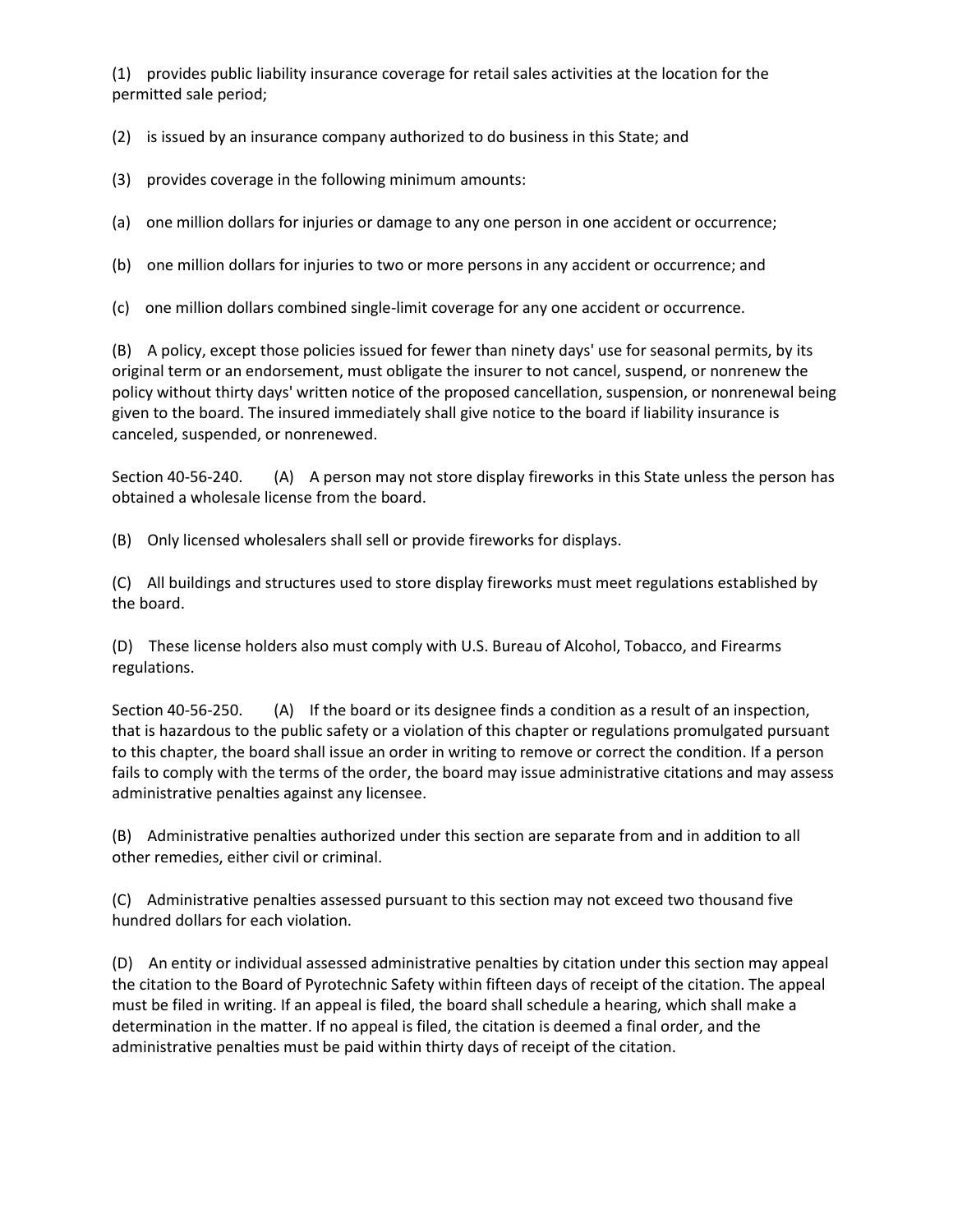(1) provides public liability insurance coverage for retail sales activities at the location for the permitted sale period;

(2) is issued by an insurance company authorized to do business in this State; and

(3) provides coverage in the following minimum amounts:

(a) one million dollars for injuries or damage to any one person in one accident or occurrence;

(b) one million dollars for injuries to two or more persons in any accident or occurrence; and

(c) one million dollars combined single-limit coverage for any one accident or occurrence.

(B) A policy, except those policies issued for fewer than ninety days' use for seasonal permits, by its original term or an endorsement, must obligate the insurer to not cancel, suspend, or nonrenew the policy without thirty days' written notice of the proposed cancellation, suspension, or nonrenewal being given to the board. The insured immediately shall give notice to the board if liability insurance is canceled, suspended, or nonrenewed.

Section 40-56-240. (A) A person may not store display fireworks in this State unless the person has obtained a wholesale license from the board.

(B) Only licensed wholesalers shall sell or provide fireworks for displays.

(C) All buildings and structures used to store display fireworks must meet regulations established by the board.

(D) These license holders also must comply with U.S. Bureau of Alcohol, Tobacco, and Firearms regulations.

Section 40-56-250. (A) If the board or its designee finds a condition as a result of an inspection, that is hazardous to the public safety or a violation of this chapter or regulations promulgated pursuant to this chapter, the board shall issue an order in writing to remove or correct the condition. If a person fails to comply with the terms of the order, the board may issue administrative citations and may assess administrative penalties against any licensee.

(B) Administrative penalties authorized under this section are separate from and in addition to all other remedies, either civil or criminal.

(C) Administrative penalties assessed pursuant to this section may not exceed two thousand five hundred dollars for each violation.

(D) An entity or individual assessed administrative penalties by citation under this section may appeal the citation to the Board of Pyrotechnic Safety within fifteen days of receipt of the citation. The appeal must be filed in writing. If an appeal is filed, the board shall schedule a hearing, which shall make a determination in the matter. If no appeal is filed, the citation is deemed a final order, and the administrative penalties must be paid within thirty days of receipt of the citation.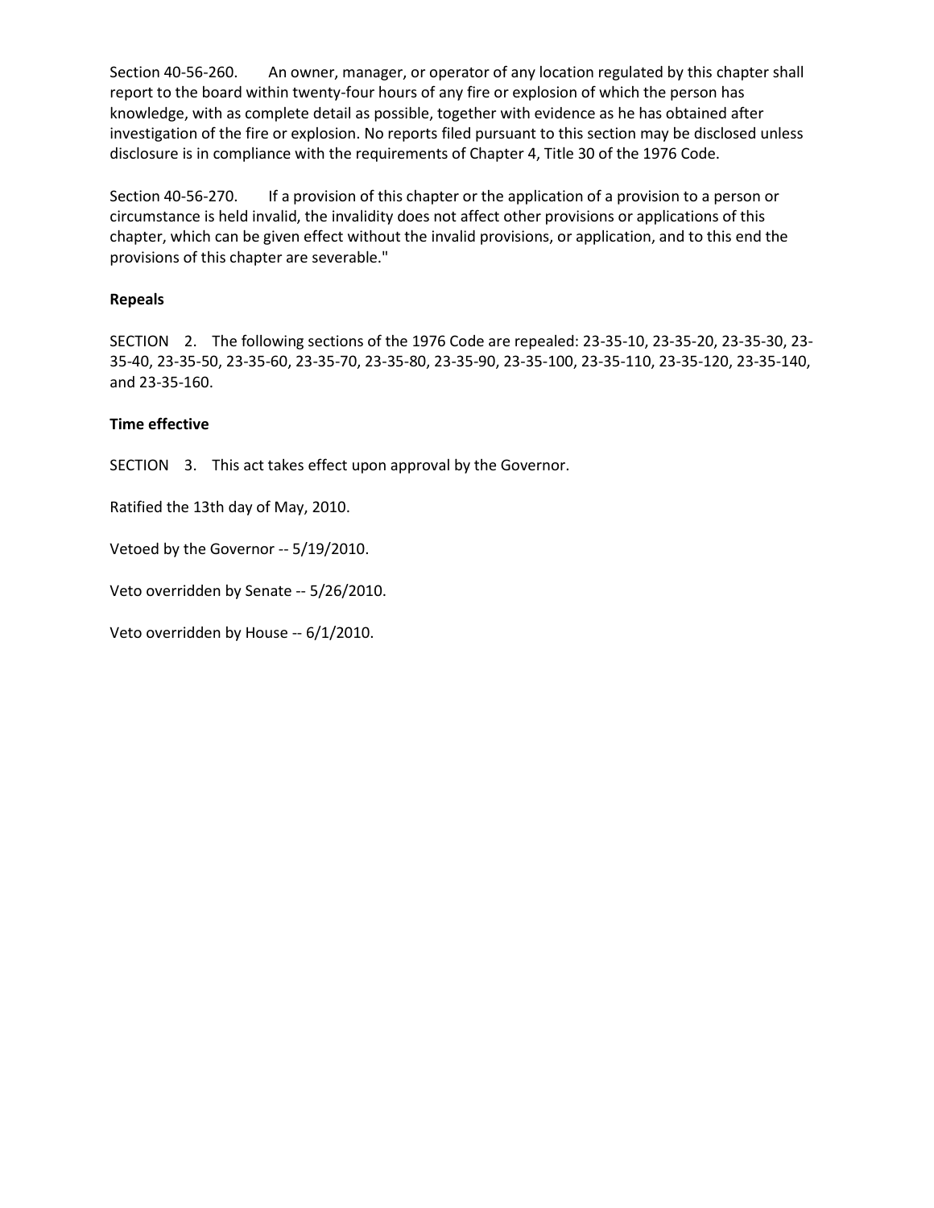Section 40-56-260. An owner, manager, or operator of any location regulated by this chapter shall report to the board within twenty-four hours of any fire or explosion of which the person has knowledge, with as complete detail as possible, together with evidence as he has obtained after investigation of the fire or explosion. No reports filed pursuant to this section may be disclosed unless disclosure is in compliance with the requirements of Chapter 4, Title 30 of the 1976 Code.

Section 40-56-270. If a provision of this chapter or the application of a provision to a person or circumstance is held invalid, the invalidity does not affect other provisions or applications of this chapter, which can be given effect without the invalid provisions, or application, and to this end the provisions of this chapter are severable."

**Repeals**

SECTION 2. The following sections of the 1976 Code are repealed: 23-35-10, 23-35-20, 23-35-30, 23-35-40, 23-35-50, 23-35-60, 23-35-70, 23-35-80, 23-35-90, 23-35-100, 23-35-110, 23-35-120, 23-35-140, and 23-35-160.

**Time effective**

SECTION 3. This act takes effect upon approval by the Governor.

Ratified the 13th day of May, 2010.

Vetoed by the Governor -- 5/19/2010.

Veto overridden by Senate -- 5/26/2010.

Veto overridden by House -- 6/1/2010.